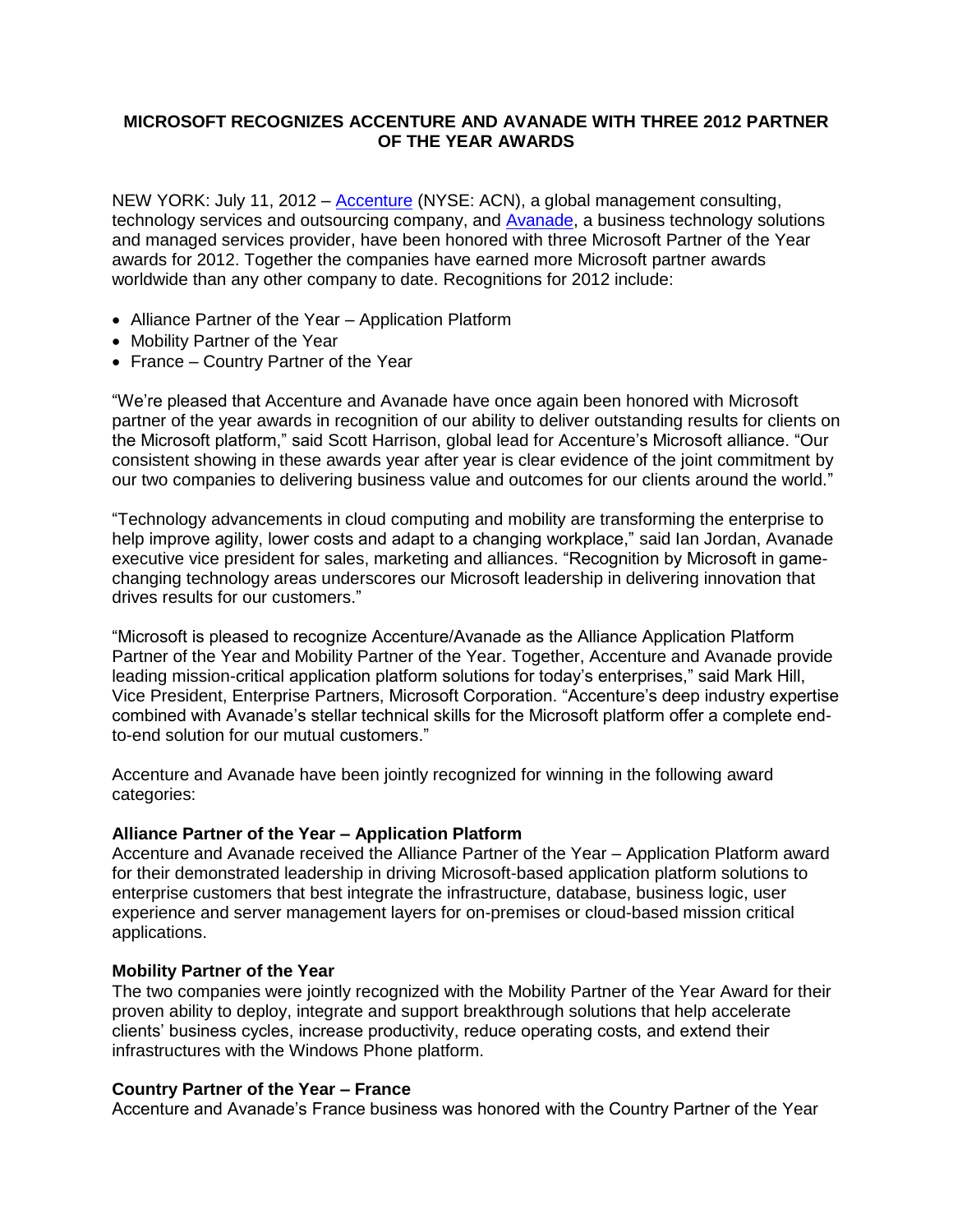# MICROSOFT RECOGNIZES ACCENTURE AND AVANADE WITH THREE 2012 PARTNER OF THE YEAR AWARDS

NEW YORK: July 11, 2012 – [Accenture](#) (NYSE: ACN), a global management consulting, technology services and outsourcing company, and [Avanade](#), a business technology solutions and managed services provider, have been honored with three Microsoft Partner of the Year awards for 2012. Together the companies have earned more Microsoft partner awards worldwide than any other company to date. Recognitions for 2012 include:

- Alliance Partner of the Year – Application Platform
- Mobility Partner of the Year
- France – Country Partner of the Year

"We're pleased that Accenture and Avanade have once again been honored with Microsoft partner of the year awards in recognition of our ability to deliver outstanding results for clients on the Microsoft platform," said Scott Harrison, global lead for Accenture's Microsoft alliance. "Our consistent showing in these awards year after year is clear evidence of the joint commitment by our two companies to delivering business value and outcomes for our clients around the world."

"Technology advancements in cloud computing and mobility are transforming the enterprise to help improve agility, lower costs and adapt to a changing workplace," said Ian Jordan, Avanade executive vice president for sales, marketing and alliances. "Recognition by Microsoft in game-changing technology areas underscores our Microsoft leadership in delivering innovation that drives results for our customers."

"Microsoft is pleased to recognize Accenture/Avanade as the Alliance Application Platform Partner of the Year and Mobility Partner of the Year. Together, Accenture and Avanade provide leading mission-critical application platform solutions for today's enterprises," said Mark Hill, Vice President, Enterprise Partners, Microsoft Corporation. "Accenture's deep industry expertise combined with Avanade's stellar technical skills for the Microsoft platform offer a complete end-to-end solution for our mutual customers."

Accenture and Avanade have been jointly recognized for winning in the following award categories:

**Alliance Partner of the Year – Application Platform**
Accenture and Avanade received the Alliance Partner of the Year – Application Platform award for their demonstrated leadership in driving Microsoft-based application platform solutions to enterprise customers that best integrate the infrastructure, database, business logic, user experience and server management layers for on-premises or cloud-based mission critical applications.

**Mobility Partner of the Year**
The two companies were jointly recognized with the Mobility Partner of the Year Award for their proven ability to deploy, integrate and support breakthrough solutions that help accelerate clients' business cycles, increase productivity, reduce operating costs, and extend their infrastructures with the Windows Phone platform.

**Country Partner of the Year – France**
Accenture and Avanade's France business was honored with the Country Partner of the Year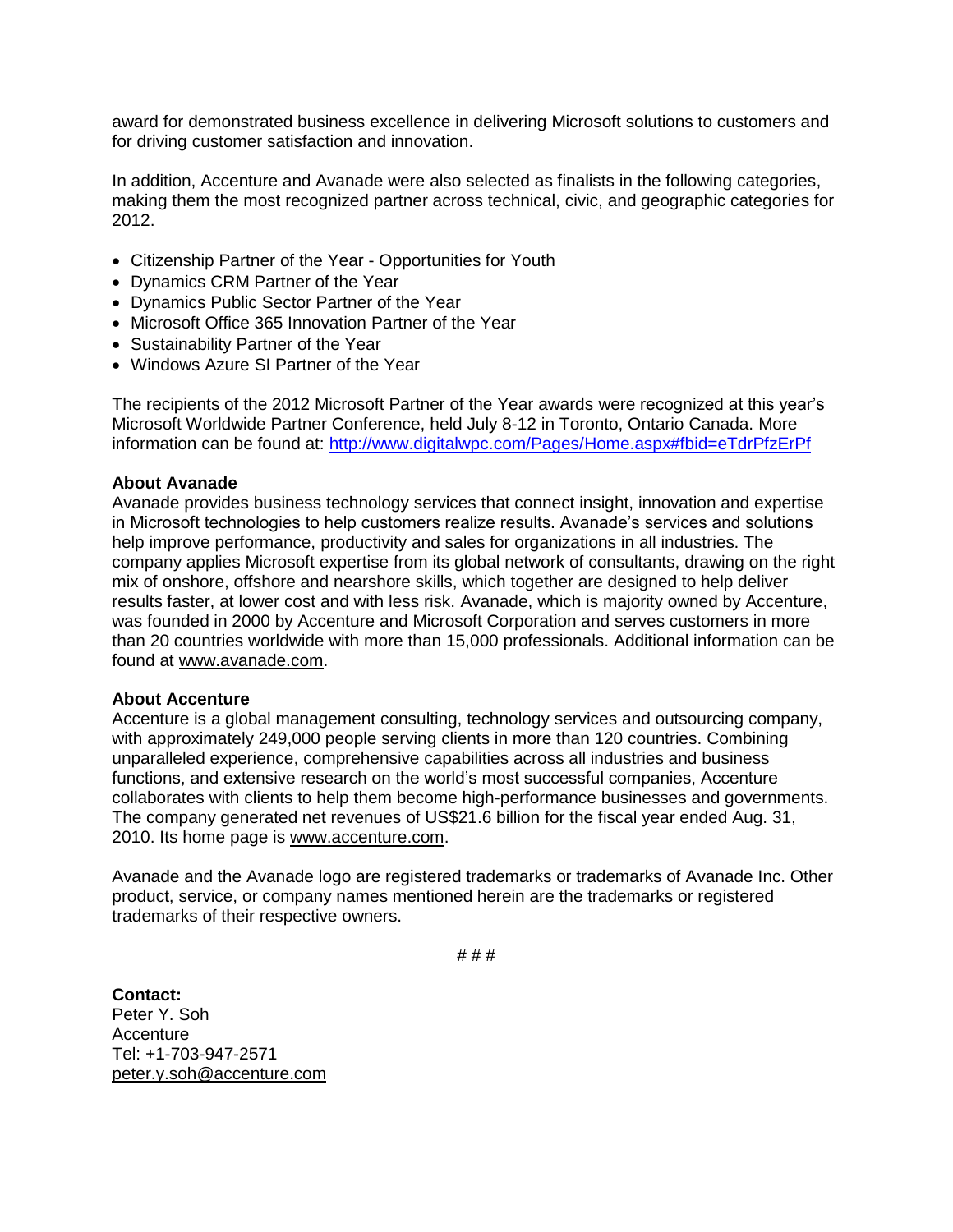award for demonstrated business excellence in delivering Microsoft solutions to customers and for driving customer satisfaction and innovation.

In addition, Accenture and Avanade were also selected as finalists in the following categories, making them the most recognized partner across technical, civic, and geographic categories for 2012.

- Citizenship Partner of the Year - Opportunities for Youth
- Dynamics CRM Partner of the Year
- Dynamics Public Sector Partner of the Year
- Microsoft Office 365 Innovation Partner of the Year
- Sustainability Partner of the Year
- Windows Azure SI Partner of the Year

The recipients of the 2012 Microsoft Partner of the Year awards were recognized at this year's Microsoft Worldwide Partner Conference, held July 8-12 in Toronto, Ontario Canada. More information can be found at: http://www.digitalwpc.com/Pages/Home.aspx#fbid=eTdrPfzErPf

**About Avanade**
Avanade provides business technology services that connect insight, innovation and expertise in Microsoft technologies to help customers realize results. Avanade's services and solutions help improve performance, productivity and sales for organizations in all industries. The company applies Microsoft expertise from its global network of consultants, drawing on the right mix of onshore, offshore and nearshore skills, which together are designed to help deliver results faster, at lower cost and with less risk. Avanade, which is majority owned by Accenture, was founded in 2000 by Accenture and Microsoft Corporation and serves customers in more than 20 countries worldwide with more than 15,000 professionals. Additional information can be found at www.avanade.com.

**About Accenture**
Accenture is a global management consulting, technology services and outsourcing company, with approximately 249,000 people serving clients in more than 120 countries. Combining unparalleled experience, comprehensive capabilities across all industries and business functions, and extensive research on the world's most successful companies, Accenture collaborates with clients to help them become high-performance businesses and governments. The company generated net revenues of US$21.6 billion for the fiscal year ended Aug. 31, 2010. Its home page is www.accenture.com.

Avanade and the Avanade logo are registered trademarks or trademarks of Avanade Inc. Other product, service, or company names mentioned herein are the trademarks or registered trademarks of their respective owners.

# # #

**Contact:**
Peter Y. Soh
Accenture
Tel: +1-703-947-2571
peter.y.soh@accenture.com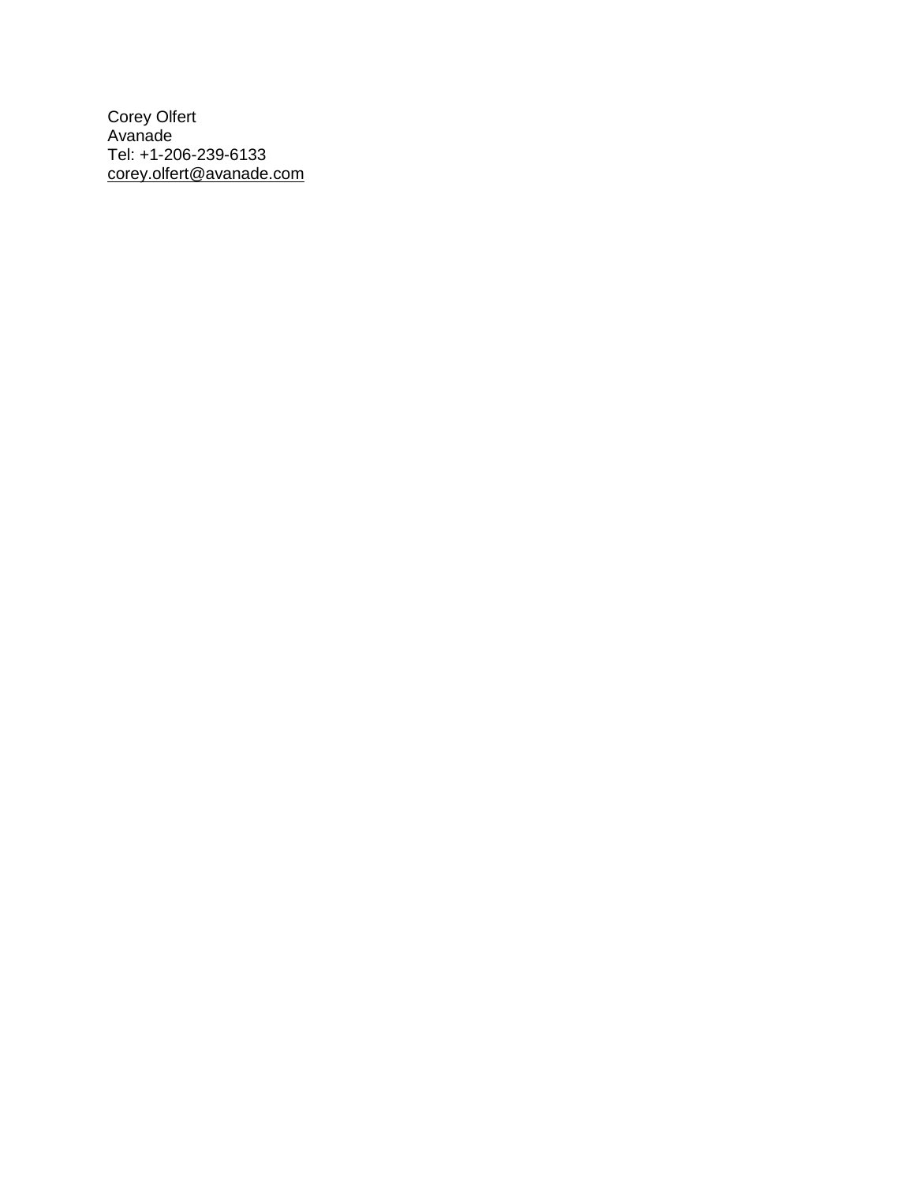Corey Olfert
Avanade
Tel: +1-206-239-6133
corey.olfert@avanade.com